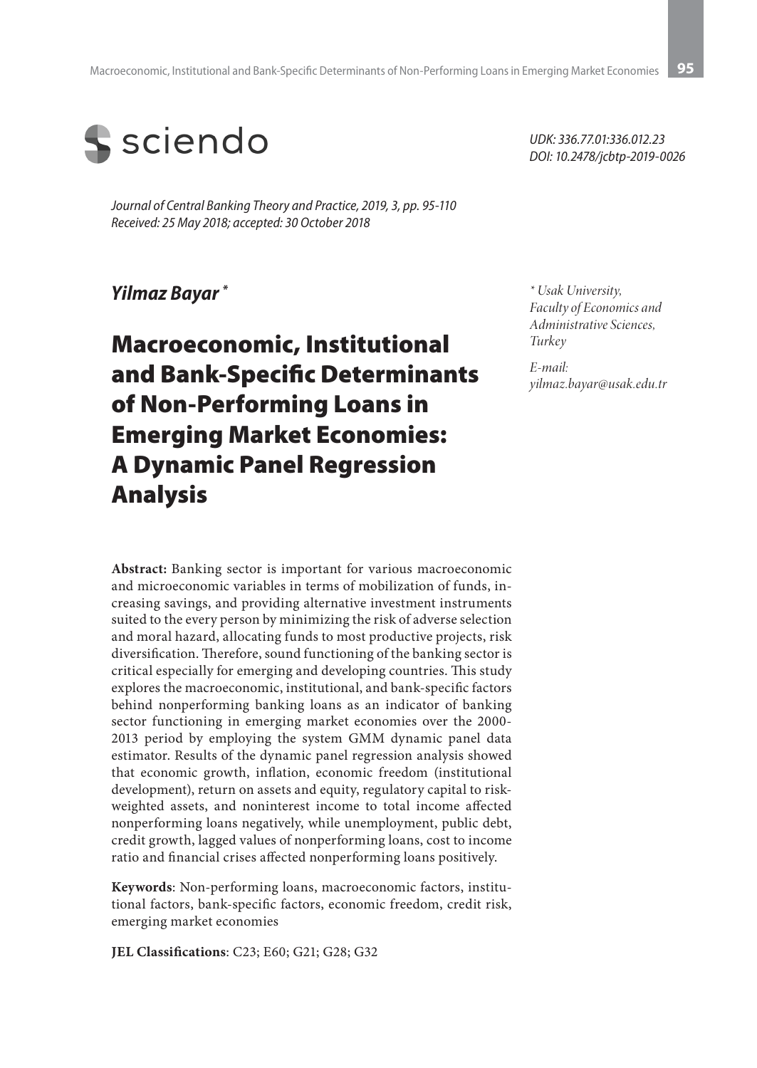sciendo

*UDK: 336.77.01:336.012.23*
*DOI: 10.2478/jcbtp-2019-0026*

*Journal of Central Banking Theory and Practice, 2019, 3, pp. 95-110*
*Received: 25 May 2018; accepted: 30 October 2018*

***Yilmaz Bayar*** *

*\* Usak University, Faculty of Economics and Administrative Sciences, Turkey*

*E-mail: yilmaz.bayar@usak.edu.tr*

# Macroeconomic, Institutional and Bank-Specific Determinants of Non-Performing Loans in Emerging Market Economies: A Dynamic Panel Regression Analysis

**Abstract:** Banking sector is important for various macroeconomic and microeconomic variables in terms of mobilization of funds, increasing savings, and providing alternative investment instruments suited to the every person by minimizing the risk of adverse selection and moral hazard, allocating funds to most productive projects, risk diversification. Therefore, sound functioning of the banking sector is critical especially for emerging and developing countries. This study explores the macroeconomic, institutional, and bank-specific factors behind nonperforming banking loans as an indicator of banking sector functioning in emerging market economies over the 2000-2013 period by employing the system GMM dynamic panel data estimator. Results of the dynamic panel regression analysis showed that economic growth, inflation, economic freedom (institutional development), return on assets and equity, regulatory capital to risk-weighted assets, and noninterest income to total income affected nonperforming loans negatively, while unemployment, public debt, credit growth, lagged values of nonperforming loans, cost to income ratio and financial crises affected nonperforming loans positively.

**Keywords**: Non-performing loans, macroeconomic factors, institutional factors, bank-specific factors, economic freedom, credit risk, emerging market economies

**JEL Classifications**: C23; E60; G21; G28; G32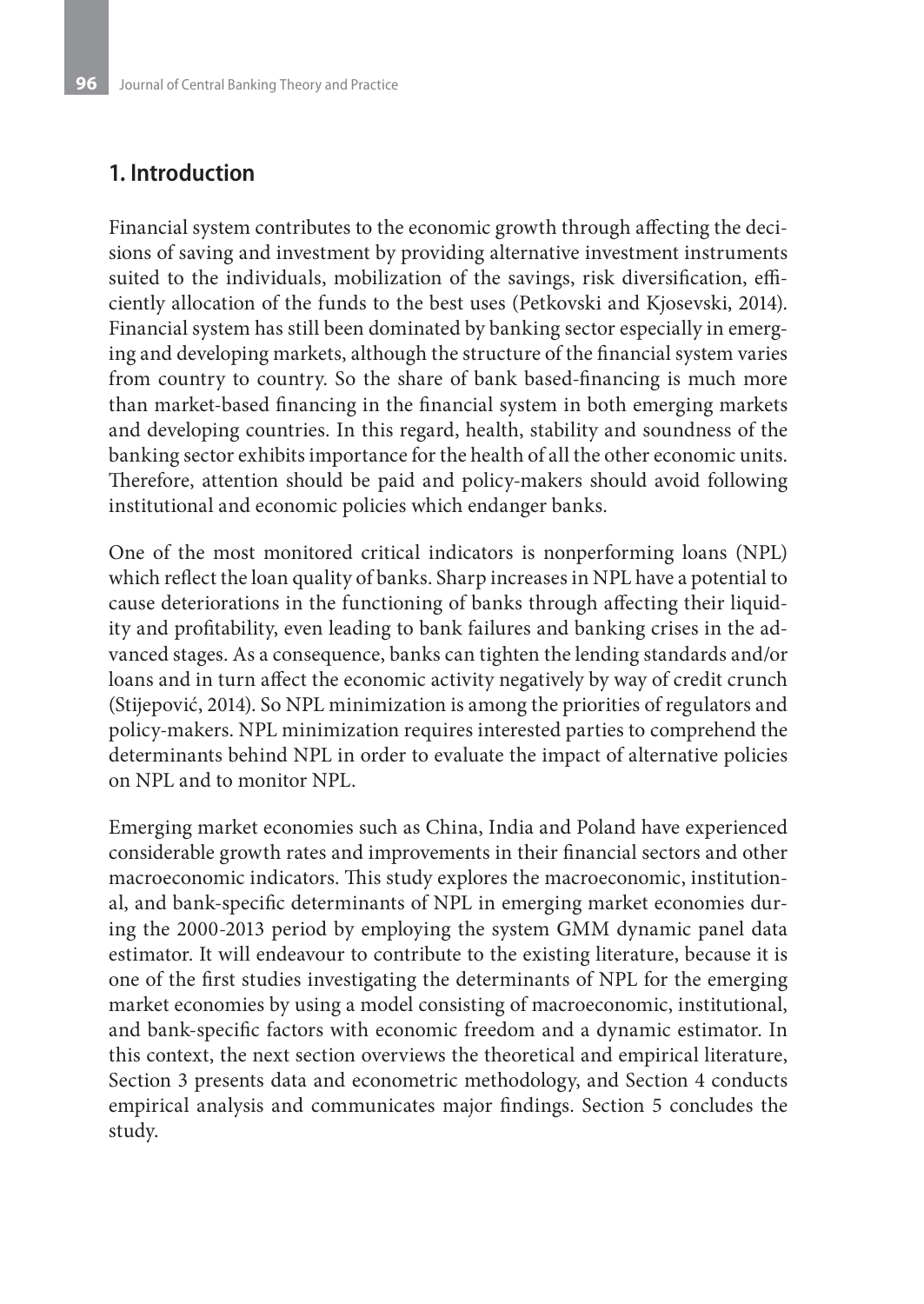## 1. Introduction

Financial system contributes to the economic growth through affecting the decisions of saving and investment by providing alternative investment instruments suited to the individuals, mobilization of the savings, risk diversification, efficiently allocation of the funds to the best uses (Petkovski and Kjosevski, 2014). Financial system has still been dominated by banking sector especially in emerging and developing markets, although the structure of the financial system varies from country to country. So the share of bank based-financing is much more than market-based financing in the financial system in both emerging markets and developing countries. In this regard, health, stability and soundness of the banking sector exhibits importance for the health of all the other economic units. Therefore, attention should be paid and policy-makers should avoid following institutional and economic policies which endanger banks.

One of the most monitored critical indicators is nonperforming loans (NPL) which reflect the loan quality of banks. Sharp increases in NPL have a potential to cause deteriorations in the functioning of banks through affecting their liquidity and profitability, even leading to bank failures and banking crises in the advanced stages. As a consequence, banks can tighten the lending standards and/or loans and in turn affect the economic activity negatively by way of credit crunch (Stijepović, 2014). So NPL minimization is among the priorities of regulators and policy-makers. NPL minimization requires interested parties to comprehend the determinants behind NPL in order to evaluate the impact of alternative policies on NPL and to monitor NPL.

Emerging market economies such as China, India and Poland have experienced considerable growth rates and improvements in their financial sectors and other macroeconomic indicators. This study explores the macroeconomic, institutional, and bank-specific determinants of NPL in emerging market economies during the 2000-2013 period by employing the system GMM dynamic panel data estimator. It will endeavour to contribute to the existing literature, because it is one of the first studies investigating the determinants of NPL for the emerging market economies by using a model consisting of macroeconomic, institutional, and bank-specific factors with economic freedom and a dynamic estimator. In this context, the next section overviews the theoretical and empirical literature, Section 3 presents data and econometric methodology, and Section 4 conducts empirical analysis and communicates major findings. Section 5 concludes the study.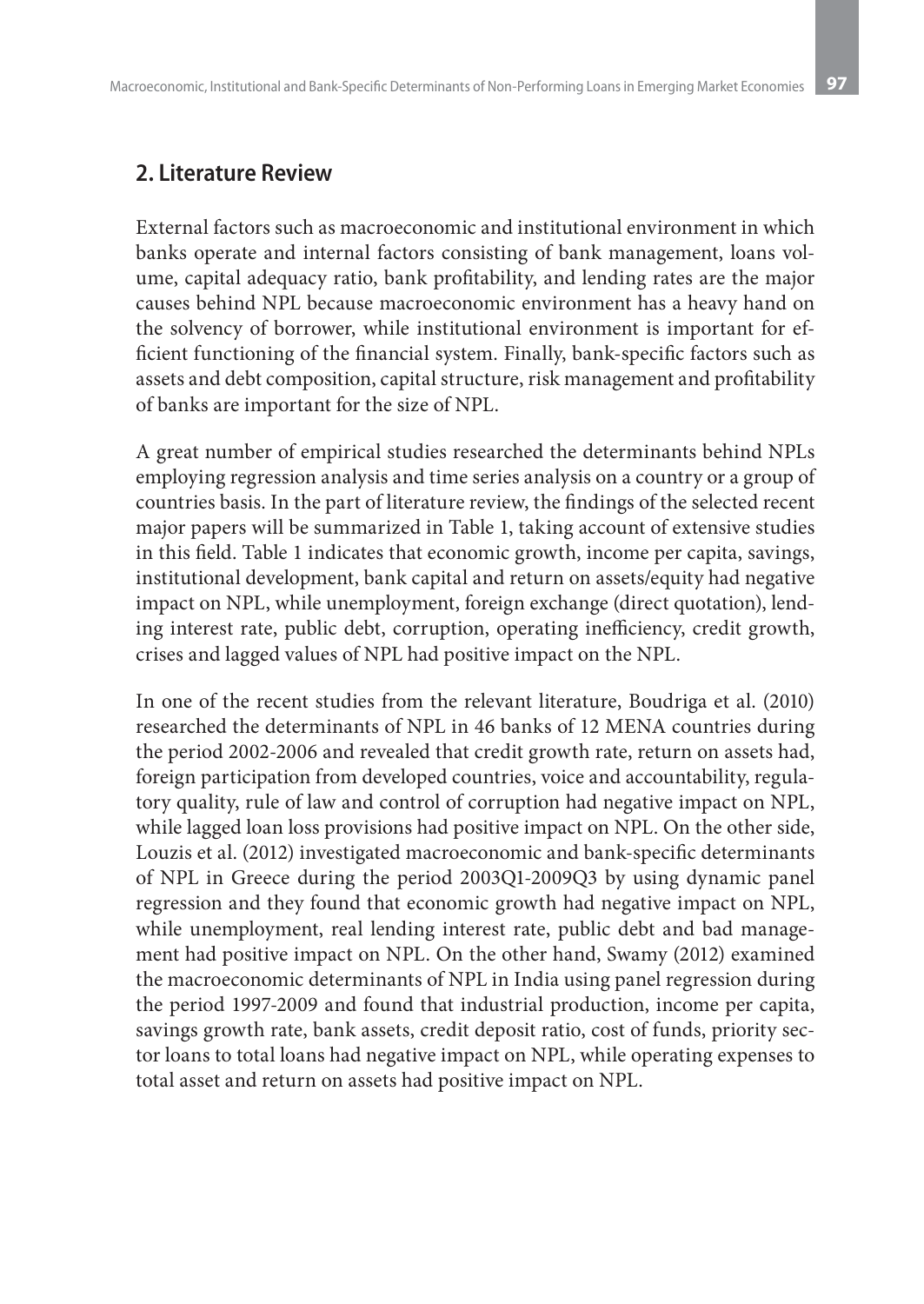## 2. Literature Review

External factors such as macroeconomic and institutional environment in which banks operate and internal factors consisting of bank management, loans volume, capital adequacy ratio, bank profitability, and lending rates are the major causes behind NPL because macroeconomic environment has a heavy hand on the solvency of borrower, while institutional environment is important for efficient functioning of the financial system. Finally, bank-specific factors such as assets and debt composition, capital structure, risk management and profitability of banks are important for the size of NPL.

A great number of empirical studies researched the determinants behind NPLs employing regression analysis and time series analysis on a country or a group of countries basis. In the part of literature review, the findings of the selected recent major papers will be summarized in Table 1, taking account of extensive studies in this field. Table 1 indicates that economic growth, income per capita, savings, institutional development, bank capital and return on assets/equity had negative impact on NPL, while unemployment, foreign exchange (direct quotation), lending interest rate, public debt, corruption, operating inefficiency, credit growth, crises and lagged values of NPL had positive impact on the NPL.

In one of the recent studies from the relevant literature, Boudriga et al. (2010) researched the determinants of NPL in 46 banks of 12 MENA countries during the period 2002-2006 and revealed that credit growth rate, return on assets had, foreign participation from developed countries, voice and accountability, regulatory quality, rule of law and control of corruption had negative impact on NPL, while lagged loan loss provisions had positive impact on NPL. On the other side, Louzis et al. (2012) investigated macroeconomic and bank-specific determinants of NPL in Greece during the period 2003Q1-2009Q3 by using dynamic panel regression and they found that economic growth had negative impact on NPL, while unemployment, real lending interest rate, public debt and bad management had positive impact on NPL. On the other hand, Swamy (2012) examined the macroeconomic determinants of NPL in India using panel regression during the period 1997-2009 and found that industrial production, income per capita, savings growth rate, bank assets, credit deposit ratio, cost of funds, priority sector loans to total loans had negative impact on NPL, while operating expenses to total asset and return on assets had positive impact on NPL.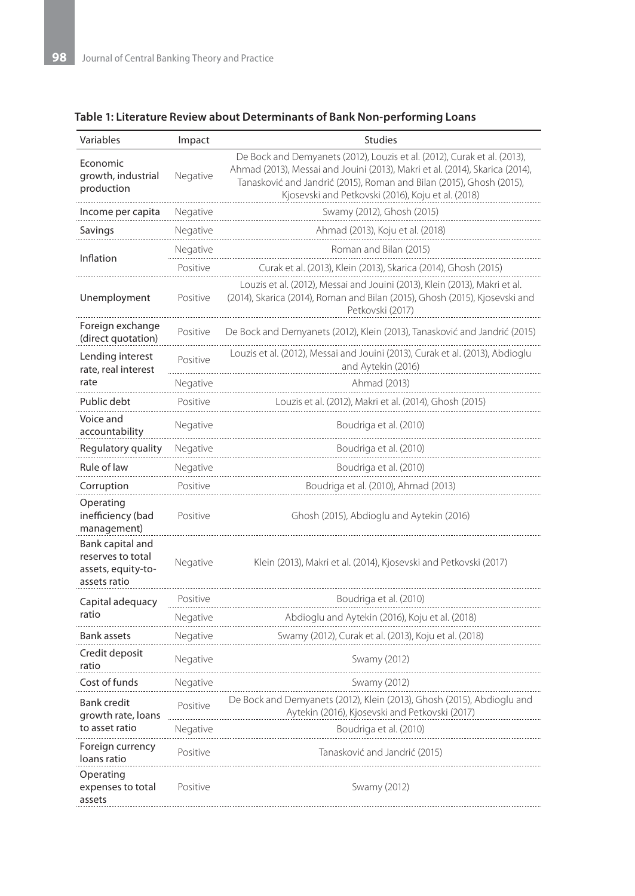**Table 1: Literature Review about Determinants of Bank Non-performing Loans**

| Variables | Impact | Studies |
|---|---|---|
| Economic growth, industrial production | Negative | De Bock and Demyanets (2012), Louzis et al. (2012), Curak et al. (2013), Ahmad (2013), Messai and Jouini (2013), Makri et al. (2014), Skarica (2014), Tanasković and Jandrić (2015), Roman and Bilan (2015), Ghosh (2015), Kjosevski and Petkovski (2016), Koju et al. (2018) |
| Income per capita | Negative | Swamy (2012), Ghosh (2015) |
| Savings | Negative | Ahmad (2013), Koju et al. (2018) |
| Inflation | Negative | Roman and Bilan (2015) |
| | Positive | Curak et al. (2013), Klein (2013), Skarica (2014), Ghosh (2015) |
| Unemployment | Positive | Louzis et al. (2012), Messai and Jouini (2013), Klein (2013), Makri et al. (2014), Skarica (2014), Roman and Bilan (2015), Ghosh (2015), Kjosevski and Petkovski (2017) |
| Foreign exchange (direct quotation) | Positive | De Bock and Demyanets (2012), Klein (2013), Tanasković and Jandrić (2015) |
| Lending interest rate, real interest rate | Positive | Louzis et al. (2012), Messai and Jouini (2013), Curak et al. (2013), Abdioglu and Aytekin (2016) |
| | Negative | Ahmad (2013) |
| Public debt | Positive | Louzis et al. (2012), Makri et al. (2014), Ghosh (2015) |
| Voice and accountability | Negative | Boudriga et al. (2010) |
| Regulatory quality | Negative | Boudriga et al. (2010) |
| Rule of law | Negative | Boudriga et al. (2010) |
| Corruption | Positive | Boudriga et al. (2010), Ahmad (2013) |
| Operating inefficiency (bad management) | Positive | Ghosh (2015), Abdioglu and Aytekin (2016) |
| Bank capital and reserves to total assets, equity-to-assets ratio | Negative | Klein (2013), Makri et al. (2014), Kjosevski and Petkovski (2017) |
| Capital adequacy ratio | Positive | Boudriga et al. (2010) |
| | Negative | Abdioglu and Aytekin (2016), Koju et al. (2018) |
| Bank assets | Negative | Swamy (2012), Curak et al. (2013), Koju et al. (2018) |
| Credit deposit ratio | Negative | Swamy (2012) |
| Cost of funds | Negative | Swamy (2012) |
| Bank credit growth rate, loans to asset ratio | Positive | De Bock and Demyanets (2012), Klein (2013), Ghosh (2015), Abdioglu and Aytekin (2016), Kjosevski and Petkovski (2017) |
| | Negative | Boudriga et al. (2010) |
| Foreign currency loans ratio | Positive | Tanasković and Jandrić (2015) |
| Operating expenses to total assets | Positive | Swamy (2012) |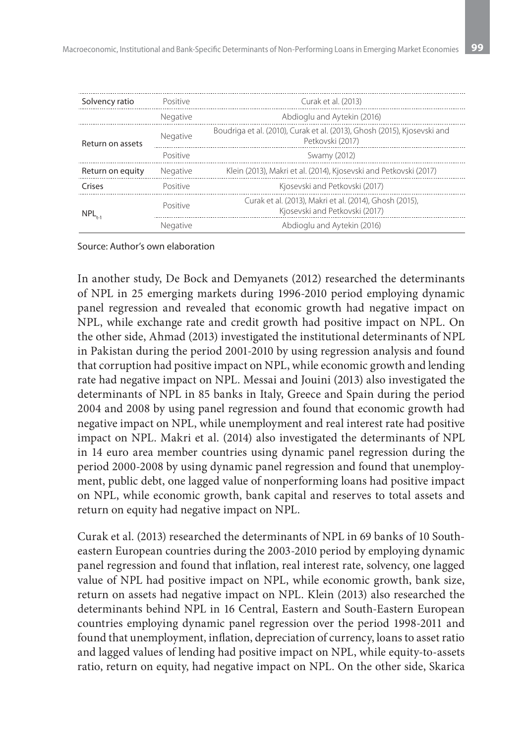| | | |
|---|---|---|
| Solvency ratio | Positive | Curak et al. (2013) |
| | Negative | Abdioglu and Aytekin (2016) |
| Return on assets | Negative | Boudriga et al. (2010), Curak et al. (2013), Ghosh (2015), Kjosevski and Petkovski (2017) |
| | Positive | Swamy (2012) |
| Return on equity | Negative | Klein (2013), Makri et al. (2014), Kjosevski and Petkovski (2017) |
| Crises | Positive | Kjosevski and Petkovski (2017) |
| $NPL_{t-1}$ | Positive | Curak et al. (2013), Makri et al. (2014), Ghosh (2015), Kjosevski and Petkovski (2017) |
| | Negative | Abdioglu and Aytekin (2016) |

Source: Author's own elaboration

In another study, De Bock and Demyanets (2012) researched the determinants of NPL in 25 emerging markets during 1996-2010 period employing dynamic panel regression and revealed that economic growth had negative impact on NPL, while exchange rate and credit growth had positive impact on NPL. On the other side, Ahmad (2013) investigated the institutional determinants of NPL in Pakistan during the period 2001-2010 by using regression analysis and found that corruption had positive impact on NPL, while economic growth and lending rate had negative impact on NPL. Messai and Jouini (2013) also investigated the determinants of NPL in 85 banks in Italy, Greece and Spain during the period 2004 and 2008 by using panel regression and found that economic growth had negative impact on NPL, while unemployment and real interest rate had positive impact on NPL. Makri et al. (2014) also investigated the determinants of NPL in 14 euro area member countries using dynamic panel regression during the period 2000-2008 by using dynamic panel regression and found that unemployment, public debt, one lagged value of nonperforming loans had positive impact on NPL, while economic growth, bank capital and reserves to total assets and return on equity had negative impact on NPL.

Curak et al. (2013) researched the determinants of NPL in 69 banks of 10 Southeastern European countries during the 2003-2010 period by employing dynamic panel regression and found that inflation, real interest rate, solvency, one lagged value of NPL had positive impact on NPL, while economic growth, bank size, return on assets had negative impact on NPL. Klein (2013) also researched the determinants behind NPL in 16 Central, Eastern and South-Eastern European countries employing dynamic panel regression over the period 1998-2011 and found that unemployment, inflation, depreciation of currency, loans to asset ratio and lagged values of lending had positive impact on NPL, while equity-to-assets ratio, return on equity, had negative impact on NPL. On the other side, Skarica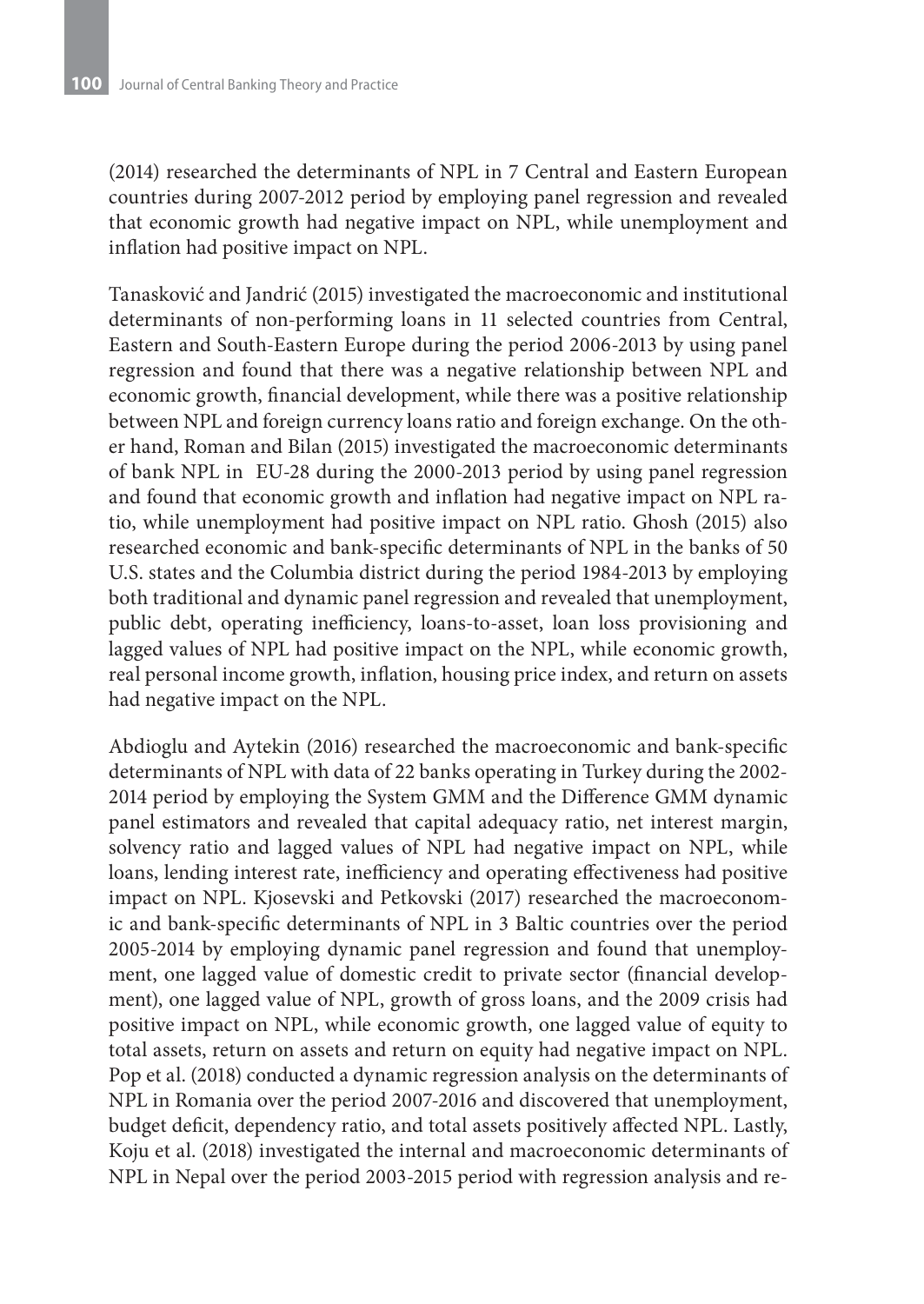(2014) researched the determinants of NPL in 7 Central and Eastern European countries during 2007-2012 period by employing panel regression and revealed that economic growth had negative impact on NPL, while unemployment and inflation had positive impact on NPL.

Tanasković and Jandrić (2015) investigated the macroeconomic and institutional determinants of non-performing loans in 11 selected countries from Central, Eastern and South-Eastern Europe during the period 2006-2013 by using panel regression and found that there was a negative relationship between NPL and economic growth, financial development, while there was a positive relationship between NPL and foreign currency loans ratio and foreign exchange. On the other hand, Roman and Bilan (2015) investigated the macroeconomic determinants of bank NPL in EU-28 during the 2000-2013 period by using panel regression and found that economic growth and inflation had negative impact on NPL ratio, while unemployment had positive impact on NPL ratio. Ghosh (2015) also researched economic and bank-specific determinants of NPL in the banks of 50 U.S. states and the Columbia district during the period 1984-2013 by employing both traditional and dynamic panel regression and revealed that unemployment, public debt, operating inefficiency, loans-to-asset, loan loss provisioning and lagged values of NPL had positive impact on the NPL, while economic growth, real personal income growth, inflation, housing price index, and return on assets had negative impact on the NPL.

Abdioglu and Aytekin (2016) researched the macroeconomic and bank-specific determinants of NPL with data of 22 banks operating in Turkey during the 2002-2014 period by employing the System GMM and the Difference GMM dynamic panel estimators and revealed that capital adequacy ratio, net interest margin, solvency ratio and lagged values of NPL had negative impact on NPL, while loans, lending interest rate, inefficiency and operating effectiveness had positive impact on NPL. Kjosevski and Petkovski (2017) researched the macroeconomic and bank-specific determinants of NPL in 3 Baltic countries over the period 2005-2014 by employing dynamic panel regression and found that unemployment, one lagged value of domestic credit to private sector (financial development), one lagged value of NPL, growth of gross loans, and the 2009 crisis had positive impact on NPL, while economic growth, one lagged value of equity to total assets, return on assets and return on equity had negative impact on NPL. Pop et al. (2018) conducted a dynamic regression analysis on the determinants of NPL in Romania over the period 2007-2016 and discovered that unemployment, budget deficit, dependency ratio, and total assets positively affected NPL. Lastly, Koju et al. (2018) investigated the internal and macroeconomic determinants of NPL in Nepal over the period 2003-2015 period with regression analysis and re-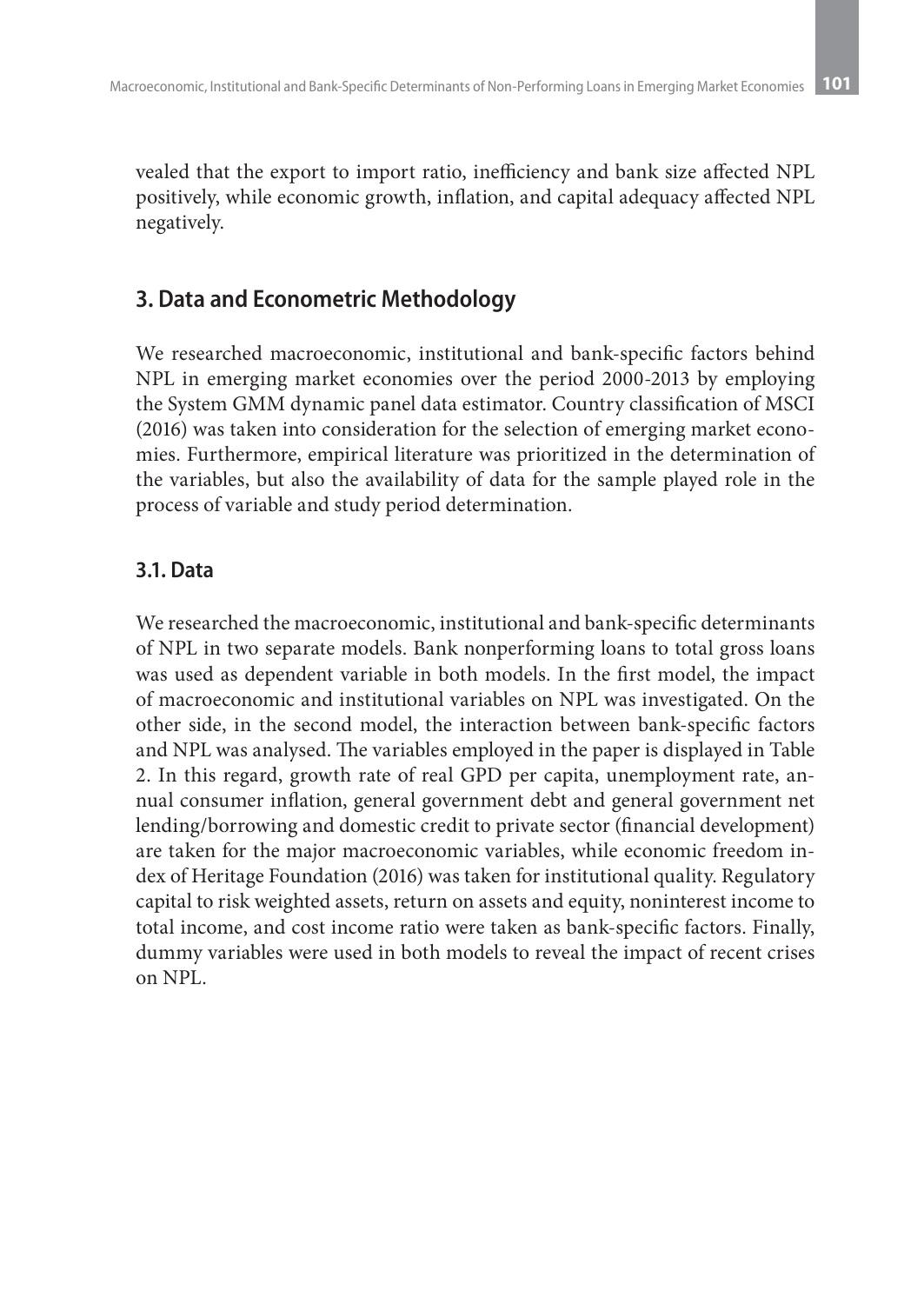vealed that the export to import ratio, inefficiency and bank size affected NPL positively, while economic growth, inflation, and capital adequacy affected NPL negatively.

## 3. Data and Econometric Methodology

We researched macroeconomic, institutional and bank-specific factors behind NPL in emerging market economies over the period 2000-2013 by employing the System GMM dynamic panel data estimator. Country classification of MSCI (2016) was taken into consideration for the selection of emerging market economies. Furthermore, empirical literature was prioritized in the determination of the variables, but also the availability of data for the sample played role in the process of variable and study period determination.

### 3.1. Data

We researched the macroeconomic, institutional and bank-specific determinants of NPL in two separate models. Bank nonperforming loans to total gross loans was used as dependent variable in both models. In the first model, the impact of macroeconomic and institutional variables on NPL was investigated. On the other side, in the second model, the interaction between bank-specific factors and NPL was analysed. The variables employed in the paper is displayed in Table 2. In this regard, growth rate of real GPD per capita, unemployment rate, annual consumer inflation, general government debt and general government net lending/borrowing and domestic credit to private sector (financial development) are taken for the major macroeconomic variables, while economic freedom index of Heritage Foundation (2016) was taken for institutional quality. Regulatory capital to risk weighted assets, return on assets and equity, noninterest income to total income, and cost income ratio were taken as bank-specific factors. Finally, dummy variables were used in both models to reveal the impact of recent crises on NPL.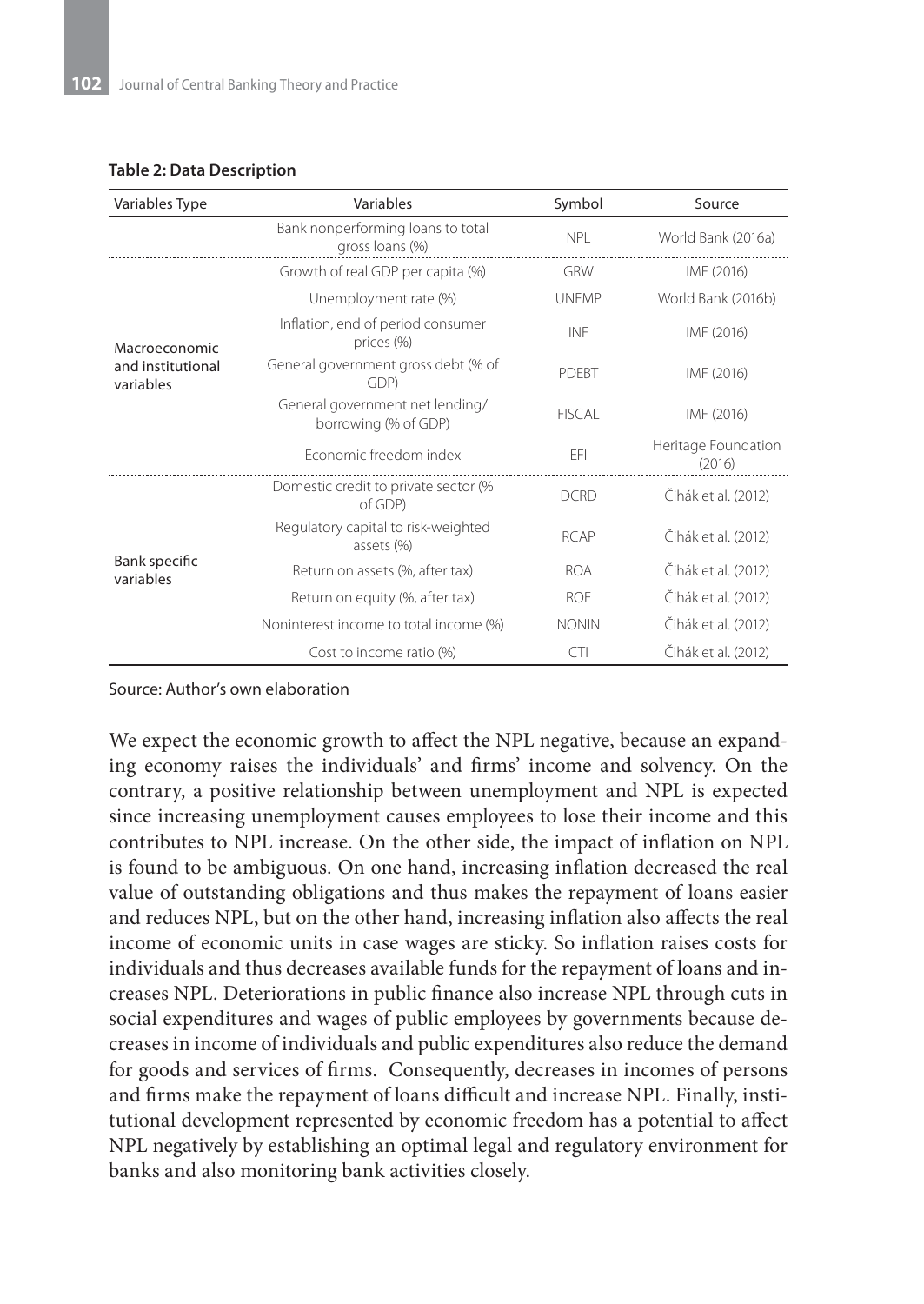**Table 2: Data Description**

| Variables Type | Variables | Symbol | Source |
|---|---|---|---|
| | Bank nonperforming loans to total gross loans (%) | NPL | World Bank (2016a) |
| Macroeconomic and institutional variables | Growth of real GDP per capita (%) | GRW | IMF (2016) |
| | Unemployment rate (%) | UNEMP | World Bank (2016b) |
| | Inflation, end of period consumer prices (%) | INF | IMF (2016) |
| | General government gross debt (% of GDP) | PDEBT | IMF (2016) |
| | General government net lending/borrowing (% of GDP) | FISCAL | IMF (2016) |
| | Economic freedom index | EFI | Heritage Foundation (2016) |
| Bank specific variables | Domestic credit to private sector (% of GDP) | DCRD | Čihák et al. (2012) |
| | Regulatory capital to risk-weighted assets (%) | RCAP | Čihák et al. (2012) |
| | Return on assets (%, after tax) | ROA | Čihák et al. (2012) |
| | Return on equity (%, after tax) | ROE | Čihák et al. (2012) |
| | Noninterest income to total income (%) | NONIN | Čihák et al. (2012) |
| | Cost to income ratio (%) | CTI | Čihák et al. (2012) |

Source: Author's own elaboration

We expect the economic growth to affect the NPL negative, because an expanding economy raises the individuals' and firms' income and solvency. On the contrary, a positive relationship between unemployment and NPL is expected since increasing unemployment causes employees to lose their income and this contributes to NPL increase. On the other side, the impact of inflation on NPL is found to be ambiguous. On one hand, increasing inflation decreased the real value of outstanding obligations and thus makes the repayment of loans easier and reduces NPL, but on the other hand, increasing inflation also affects the real income of economic units in case wages are sticky. So inflation raises costs for individuals and thus decreases available funds for the repayment of loans and increases NPL. Deteriorations in public finance also increase NPL through cuts in social expenditures and wages of public employees by governments because decreases in income of individuals and public expenditures also reduce the demand for goods and services of firms. Consequently, decreases in incomes of persons and firms make the repayment of loans difficult and increase NPL. Finally, institutional development represented by economic freedom has a potential to affect NPL negatively by establishing an optimal legal and regulatory environment for banks and also monitoring bank activities closely.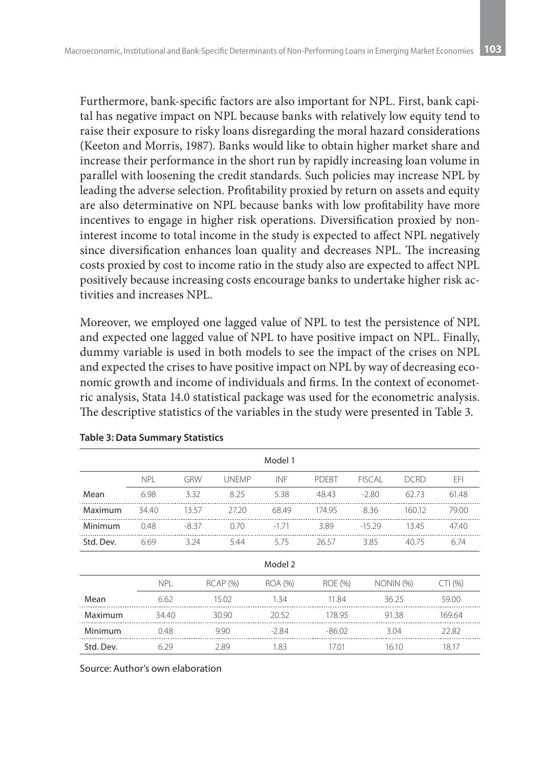Furthermore, bank-specific factors are also important for NPL. First, bank capital has negative impact on NPL because banks with relatively low equity tend to raise their exposure to risky loans disregarding the moral hazard considerations (Keeton and Morris, 1987). Banks would like to obtain higher market share and increase their performance in the short run by rapidly increasing loan volume in parallel with loosening the credit standards. Such policies may increase NPL by leading the adverse selection. Profitability proxied by return on assets and equity are also determinative on NPL because banks with low profitability have more incentives to engage in higher risk operations. Diversification proxied by non-interest income to total income in the study is expected to affect NPL negatively since diversification enhances loan quality and decreases NPL. The increasing costs proxied by cost to income ratio in the study also are expected to affect NPL positively because increasing costs encourage banks to undertake higher risk activities and increases NPL.

Moreover, we employed one lagged value of NPL to test the persistence of NPL and expected one lagged value of NPL to have positive impact on NPL. Finally, dummy variable is used in both models to see the impact of the crises on NPL and expected the crises to have positive impact on NPL by way of decreasing economic growth and income of individuals and firms. In the context of econometric analysis, Stata 14.0 statistical package was used for the econometric analysis. The descriptive statistics of the variables in the study were presented in Table 3.

**Table 3: Data Summary Statistics**

| Model 1 | | | | | | | | |
|---|---|---|---|---|---|---|---|---|
| | NPL | GRW | UNEMP | INF | PDEBT | FISCAL | DCRD | EFI |
| Mean | 6.98 | 3.32 | 8.25 | 5.38 | 48.43 | -2.80 | 62.73 | 61.48 |
| Maximum | 34.40 | 13.57 | 27.20 | 68.49 | 174.95 | 8.36 | 160.12 | 79.00 |
| Minimum | 0.48 | -8.37 | 0.70 | -1.71 | 3.89 | -15.29 | 13.45 | 47.40 |
| Std. Dev. | 6.69 | 3.24 | 5.44 | 5.75 | 26.57 | 3.85 | 40.75 | 6.74 |

| Model 2 | | | | | | |
|---|---|---|---|---|---|---|
| | NPL | RCAP (%) | ROA (%) | ROE (%) | NONIN (%) | CTI (%) |
| Mean | 6.62 | 15.02 | 1.34 | 11.84 | 36.25 | 59.00 |
| Maximum | 34.40 | 30.90 | 20.52 | 178.95 | 91.38 | 169.64 |
| Minimum | 0.48 | 9.90 | -2.84 | -86.02 | 3.04 | 22.82 |
| Std. Dev. | 6.29 | 2.89 | 1.83 | 17.01 | 16.10 | 18.17 |

Source: Author's own elaboration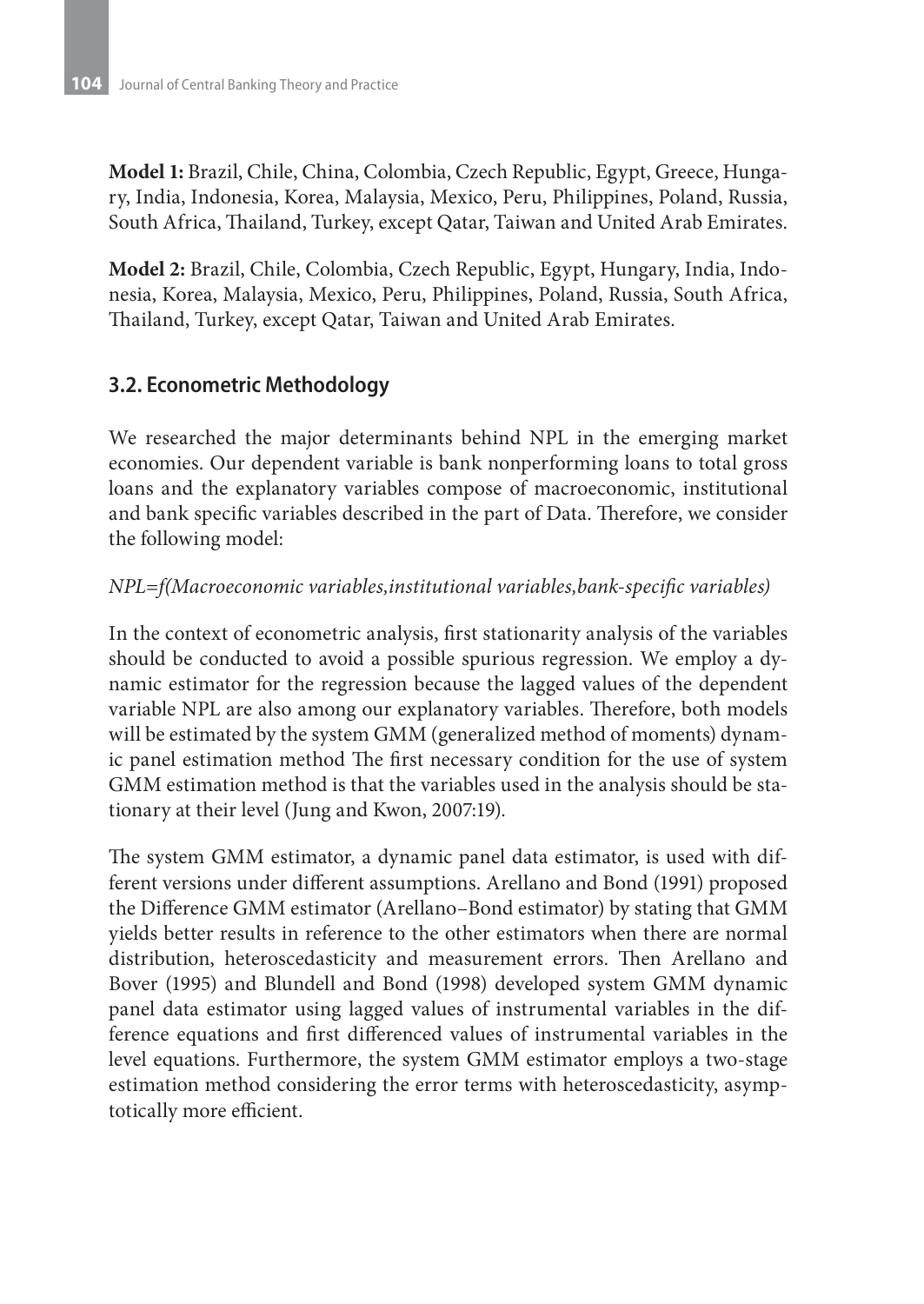**Model 1:** Brazil, Chile, China, Colombia, Czech Republic, Egypt, Greece, Hungary, India, Indonesia, Korea, Malaysia, Mexico, Peru, Philippines, Poland, Russia, South Africa, Thailand, Turkey, except Qatar, Taiwan and United Arab Emirates.

**Model 2:** Brazil, Chile, Colombia, Czech Republic, Egypt, Hungary, India, Indonesia, Korea, Malaysia, Mexico, Peru, Philippines, Poland, Russia, South Africa, Thailand, Turkey, except Qatar, Taiwan and United Arab Emirates.

### 3.2. Econometric Methodology

We researched the major determinants behind NPL in the emerging market economies. Our dependent variable is bank nonperforming loans to total gross loans and the explanatory variables compose of macroeconomic, institutional and bank specific variables described in the part of Data. Therefore, we consider the following model:

*NPL=f(Macroeconomic variables,institutional variables,bank-specific variables)*

In the context of econometric analysis, first stationarity analysis of the variables should be conducted to avoid a possible spurious regression. We employ a dynamic estimator for the regression because the lagged values of the dependent variable NPL are also among our explanatory variables. Therefore, both models will be estimated by the system GMM (generalized method of moments) dynamic panel estimation method The first necessary condition for the use of system GMM estimation method is that the variables used in the analysis should be stationary at their level (Jung and Kwon, 2007:19).

The system GMM estimator, a dynamic panel data estimator, is used with different versions under different assumptions. Arellano and Bond (1991) proposed the Difference GMM estimator (Arellano–Bond estimator) by stating that GMM yields better results in reference to the other estimators when there are normal distribution, heteroscedasticity and measurement errors. Then Arellano and Bover (1995) and Blundell and Bond (1998) developed system GMM dynamic panel data estimator using lagged values of instrumental variables in the difference equations and first differenced values of instrumental variables in the level equations. Furthermore, the system GMM estimator employs a two-stage estimation method considering the error terms with heteroscedasticity, asymptotically more efficient.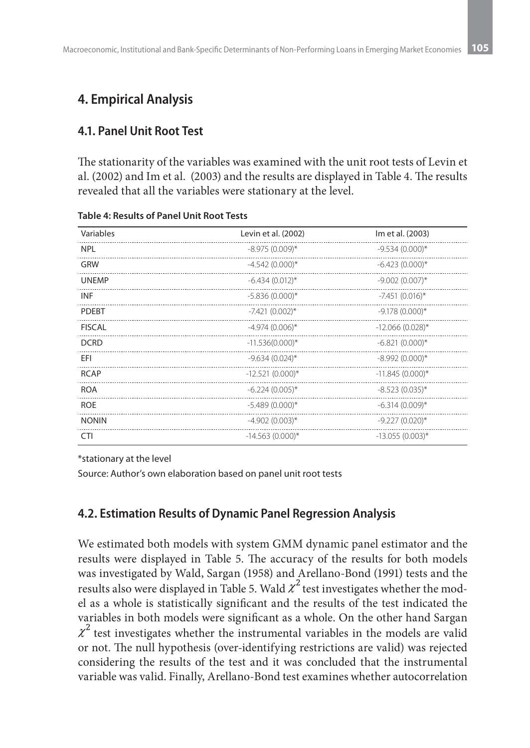## 4. Empirical Analysis

### 4.1. Panel Unit Root Test

The stationarity of the variables was examined with the unit root tests of Levin et al. (2002) and Im et al. (2003) and the results are displayed in Table 4. The results revealed that all the variables were stationary at the level.

**Table 4: Results of Panel Unit Root Tests**

| Variables | Levin et al. (2002) | Im et al. (2003) |
|---|---|---|
| NPL | -8.975 (0.009)* | -9.534 (0.000)* |
| GRW | -4.542 (0.000)* | -6.423 (0.000)* |
| UNEMP | -6.434 (0.012)* | -9.002 (0.007)* |
| INF | -5.836 (0.000)* | -7.451 (0.016)* |
| PDEBT | -7.421 (0.002)* | -9.178 (0.000)* |
| FISCAL | -4.974 (0.006)* | -12.066 (0.028)* |
| DCRD | -11.536(0.000)* | -6.821 (0.000)* |
| EFI | -9.634 (0.024)* | -8.992 (0.000)* |
| RCAP | -12.521 (0.000)* | -11.845 (0.000)* |
| ROA | -6.224 (0.005)* | -8.523 (0.035)* |
| ROE | -5.489 (0.000)* | -6.314 (0.009)* |
| NONIN | -4.902 (0.003)* | -9.227 (0.020)* |
| CTI | -14.563 (0.000)* | -13.055 (0.003)* |

*stationary at the level

Source: Author's own elaboration based on panel unit root tests

### 4.2. Estimation Results of Dynamic Panel Regression Analysis

We estimated both models with system GMM dynamic panel estimator and the results were displayed in Table 5. The accuracy of the results for both models was investigated by Wald, Sargan (1958) and Arellano-Bond (1991) tests and the results also were displayed in Table 5. Wald $\chi^2$ test investigates whether the model as a whole is statistically significant and the results of the test indicated the variables in both models were significant as a whole. On the other hand Sargan $\chi^2$ test investigates whether the instrumental variables in the models are valid or not. The null hypothesis (over-identifying restrictions are valid) was rejected considering the results of the test and it was concluded that the instrumental variable was valid. Finally, Arellano-Bond test examines whether autocorrelation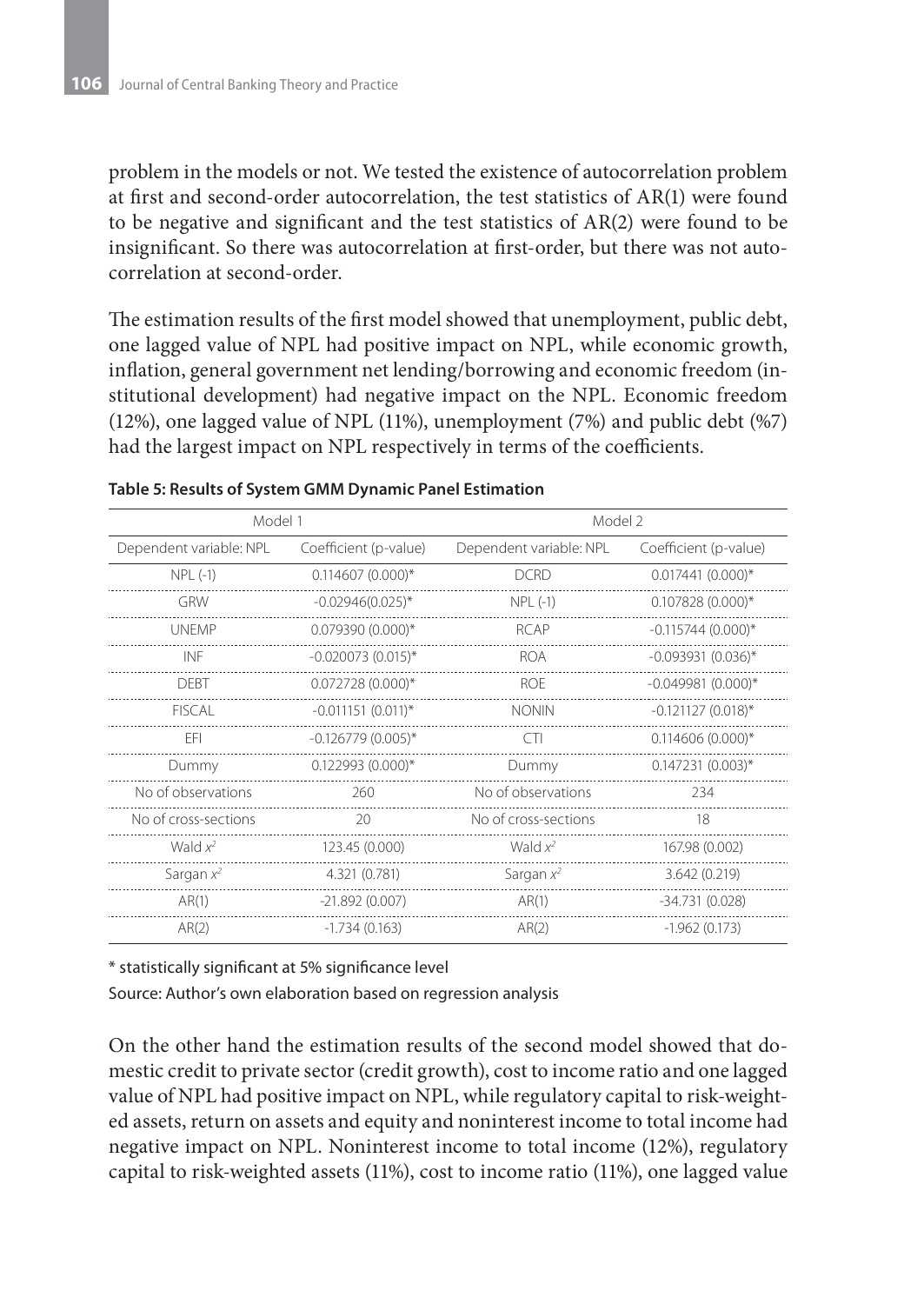problem in the models or not. We tested the existence of autocorrelation problem at first and second-order autocorrelation, the test statistics of AR(1) were found to be negative and significant and the test statistics of AR(2) were found to be insignificant. So there was autocorrelation at first-order, but there was not autocorrelation at second-order.

The estimation results of the first model showed that unemployment, public debt, one lagged value of NPL had positive impact on NPL, while economic growth, inflation, general government net lending/borrowing and economic freedom (institutional development) had negative impact on the NPL. Economic freedom (12%), one lagged value of NPL (11%), unemployment (7%) and public debt (%7) had the largest impact on NPL respectively in terms of the coefficients.

**Table 5: Results of System GMM Dynamic Panel Estimation**

| Model 1 | | Model 2 | |
|---|---|---|---|
| Dependent variable: NPL | Coefficient (p-value) | Dependent variable: NPL | Coefficient (p-value) |
| NPL (-1) | 0.114607 (0.000)* | DCRD | 0.017441 (0.000)* |
| GRW | -0.02946(0.025)* | NPL (-1) | 0.107828 (0.000)* |
| UNEMP | 0.079390 (0.000)* | RCAP | -0.115744 (0.000)* |
| INF | -0.020073 (0.015)* | ROA | -0.093931 (0.036)* |
| DEBT | 0.072728 (0.000)* | ROE | -0.049981 (0.000)* |
| FISCAL | -0.011151 (0.011)* | NONIN | -0.121127 (0.018)* |
| EFI | -0.126779 (0.005)* | CTI | 0.114606 (0.000)* |
| Dummy | 0.122993 (0.000)* | Dummy | 0.147231 (0.003)* |
| No of observations | 260 | No of observations | 234 |
| No of cross-sections | 20 | No of cross-sections | 18 |
| Wald $x^2$ | 123.45 (0.000) | Wald $x^2$ | 167.98 (0.002) |
| Sargan $x^2$ | 4.321 (0.781) | Sargan $x^2$ | 3.642 (0.219) |
| AR(1) | -21.892 (0.007) | AR(1) | -34.731 (0.028) |
| AR(2) | -1.734 (0.163) | AR(2) | -1.962 (0.173) |

\* statistically significant at 5% significance level

Source: Author's own elaboration based on regression analysis

On the other hand the estimation results of the second model showed that domestic credit to private sector (credit growth), cost to income ratio and one lagged value of NPL had positive impact on NPL, while regulatory capital to risk-weighted assets, return on assets and equity and noninterest income to total income had negative impact on NPL. Noninterest income to total income (12%), regulatory capital to risk-weighted assets (11%), cost to income ratio (11%), one lagged value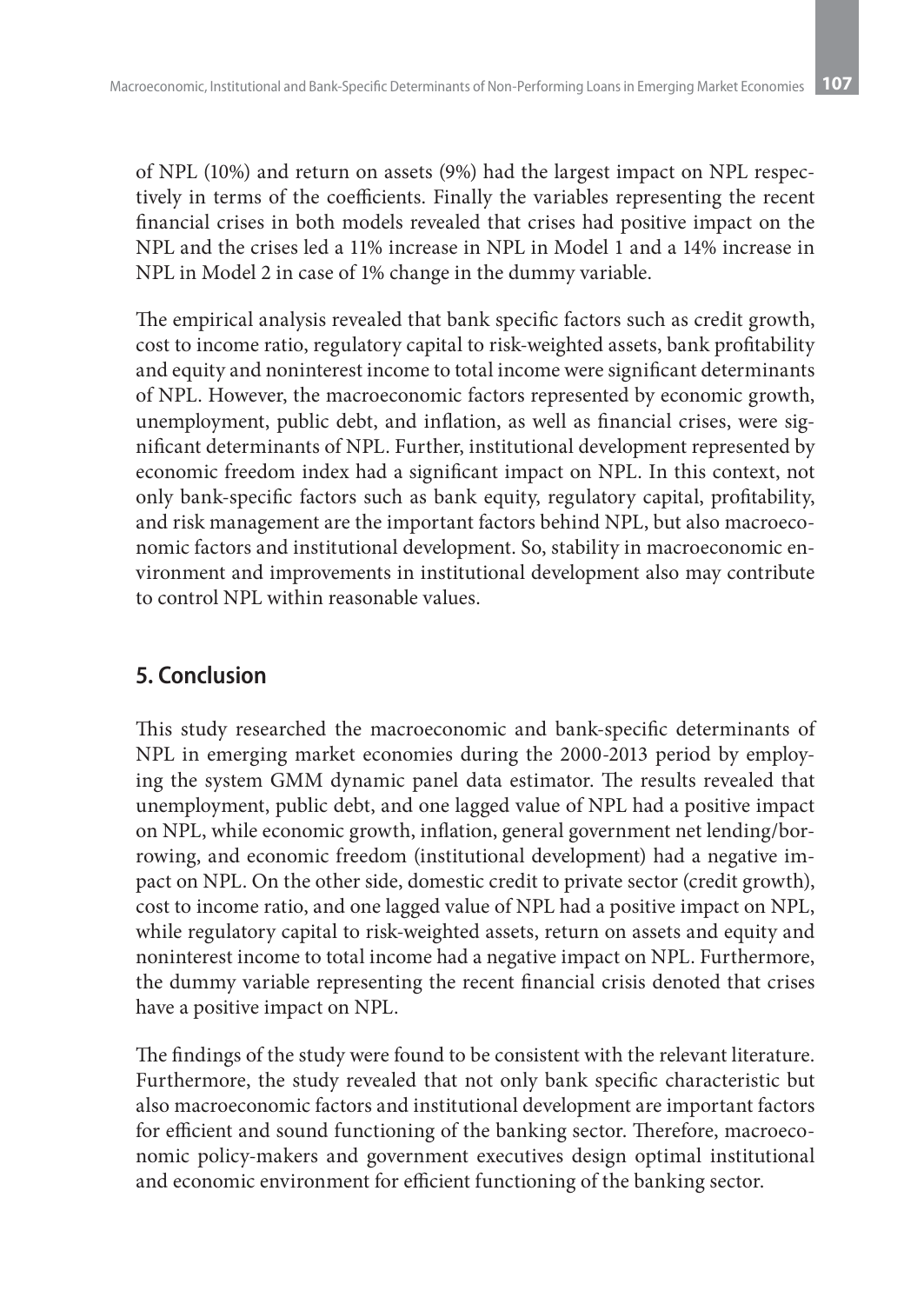of NPL (10%) and return on assets (9%) had the largest impact on NPL respectively in terms of the coefficients. Finally the variables representing the recent financial crises in both models revealed that crises had positive impact on the NPL and the crises led a 11% increase in NPL in Model 1 and a 14% increase in NPL in Model 2 in case of 1% change in the dummy variable.

The empirical analysis revealed that bank specific factors such as credit growth, cost to income ratio, regulatory capital to risk-weighted assets, bank profitability and equity and noninterest income to total income were significant determinants of NPL. However, the macroeconomic factors represented by economic growth, unemployment, public debt, and inflation, as well as financial crises, were significant determinants of NPL. Further, institutional development represented by economic freedom index had a significant impact on NPL. In this context, not only bank-specific factors such as bank equity, regulatory capital, profitability, and risk management are the important factors behind NPL, but also macroeconomic factors and institutional development. So, stability in macroeconomic environment and improvements in institutional development also may contribute to control NPL within reasonable values.

## 5. Conclusion

This study researched the macroeconomic and bank-specific determinants of NPL in emerging market economies during the 2000-2013 period by employing the system GMM dynamic panel data estimator. The results revealed that unemployment, public debt, and one lagged value of NPL had a positive impact on NPL, while economic growth, inflation, general government net lending/borrowing, and economic freedom (institutional development) had a negative impact on NPL. On the other side, domestic credit to private sector (credit growth), cost to income ratio, and one lagged value of NPL had a positive impact on NPL, while regulatory capital to risk-weighted assets, return on assets and equity and noninterest income to total income had a negative impact on NPL. Furthermore, the dummy variable representing the recent financial crisis denoted that crises have a positive impact on NPL.

The findings of the study were found to be consistent with the relevant literature. Furthermore, the study revealed that not only bank specific characteristic but also macroeconomic factors and institutional development are important factors for efficient and sound functioning of the banking sector. Therefore, macroeconomic policy-makers and government executives design optimal institutional and economic environment for efficient functioning of the banking sector.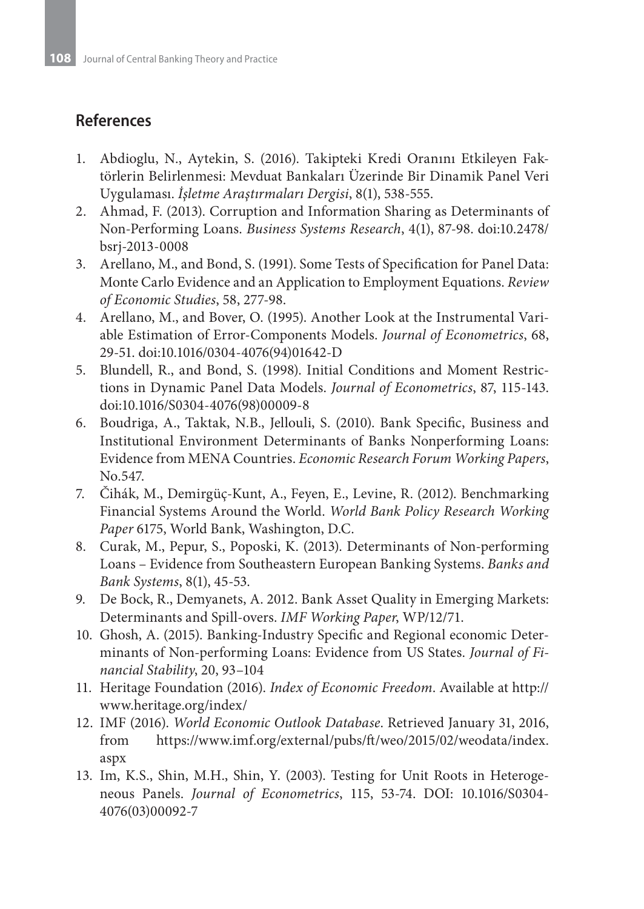## References

1. Abdioglu, N., Aytekin, S. (2016). Takipteki Kredi Oranını Etkileyen Faktörlerin Belirlenmesi: Mevduat Bankaları Üzerinde Bir Dinamik Panel Veri Uygulaması. *İşletme Araştırmaları Dergisi*, 8(1), 538-555.
2. Ahmad, F. (2013). Corruption and Information Sharing as Determinants of Non-Performing Loans. *Business Systems Research*, 4(1), 87-98. doi:10.2478/bsrj-2013-0008
3. Arellano, M., and Bond, S. (1991). Some Tests of Specification for Panel Data: Monte Carlo Evidence and an Application to Employment Equations. *Review of Economic Studies*, 58, 277-98.
4. Arellano, M., and Bover, O. (1995). Another Look at the Instrumental Variable Estimation of Error-Components Models. *Journal of Econometrics*, 68, 29-51. doi:10.1016/0304-4076(94)01642-D
5. Blundell, R., and Bond, S. (1998). Initial Conditions and Moment Restrictions in Dynamic Panel Data Models. *Journal of Econometrics*, 87, 115-143. doi:10.1016/S0304-4076(98)00009-8
6. Boudriga, A., Taktak, N.B., Jellouli, S. (2010). Bank Specific, Business and Institutional Environment Determinants of Banks Nonperforming Loans: Evidence from MENA Countries. *Economic Research Forum Working Papers*, No.547.
7. Čihák, M., Demirgüç-Kunt, A., Feyen, E., Levine, R. (2012). Benchmarking Financial Systems Around the World. *World Bank Policy Research Working Paper* 6175, World Bank, Washington, D.C.
8. Curak, M., Pepur, S., Poposki, K. (2013). Determinants of Non-performing Loans – Evidence from Southeastern European Banking Systems. *Banks and Bank Systems*, 8(1), 45-53.
9. De Bock, R., Demyanets, A. 2012. Bank Asset Quality in Emerging Markets: Determinants and Spill-overs. *IMF Working Paper*, WP/12/71.
10. Ghosh, A. (2015). Banking-Industry Specific and Regional economic Determinants of Non-performing Loans: Evidence from US States. *Journal of Financial Stability*, 20, 93–104
11. Heritage Foundation (2016). *Index of Economic Freedom*. Available at http://www.heritage.org/index/
12. IMF (2016). *World Economic Outlook Database*. Retrieved January 31, 2016, from https://www.imf.org/external/pubs/ft/weo/2015/02/weodata/index.aspx
13. Im, K.S., Shin, M.H., Shin, Y. (2003). Testing for Unit Roots in Heterogeneous Panels. *Journal of Econometrics*, 115, 53-74. DOI: 10.1016/S0304-4076(03)00092-7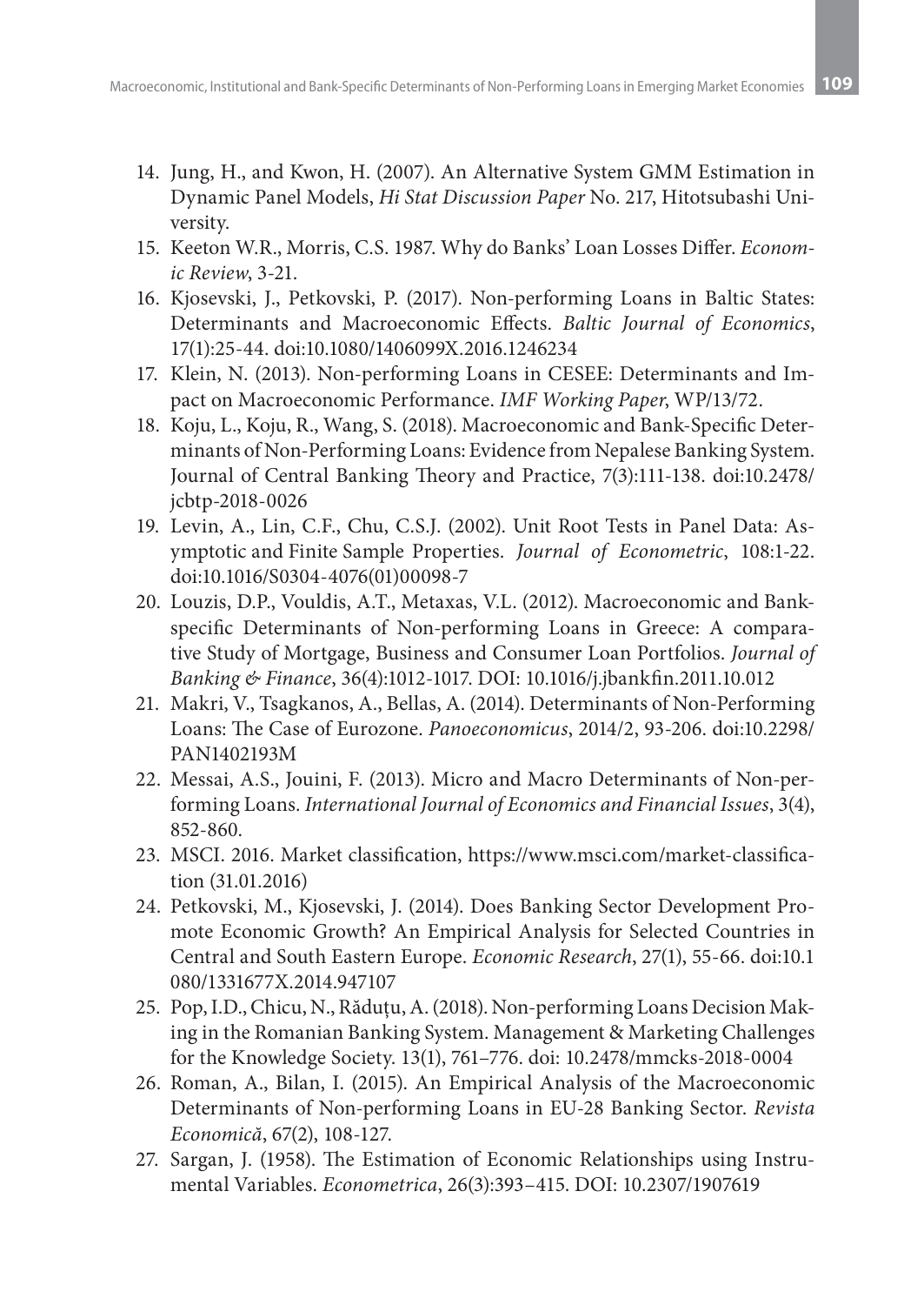14. Jung, H., and Kwon, H. (2007). An Alternative System GMM Estimation in Dynamic Panel Models, *Hi Stat Discussion Paper* No. 217, Hitotsubashi University.
15. Keeton W.R., Morris, C.S. 1987. Why do Banks' Loan Losses Differ. *Economic Review*, 3-21.
16. Kjosevski, J., Petkovski, P. (2017). Non-performing Loans in Baltic States: Determinants and Macroeconomic Effects. *Baltic Journal of Economics*, 17(1):25-44. doi:10.1080/1406099X.2016.1246234
17. Klein, N. (2013). Non-performing Loans in CESEE: Determinants and Impact on Macroeconomic Performance. *IMF Working Paper*, WP/13/72.
18. Koju, L., Koju, R., Wang, S. (2018). Macroeconomic and Bank-Specific Determinants of Non-Performing Loans: Evidence from Nepalese Banking System. Journal of Central Banking Theory and Practice, 7(3):111-138. doi:10.2478/jcbtp-2018-0026
19. Levin, A., Lin, C.F., Chu, C.S.J. (2002). Unit Root Tests in Panel Data: Asymptotic and Finite Sample Properties. *Journal of Econometric*, 108:1-22. doi:10.1016/S0304-4076(01)00098-7
20. Louzis, D.P., Vouldis, A.T., Metaxas, V.L. (2012). Macroeconomic and Bank-specific Determinants of Non-performing Loans in Greece: A comparative Study of Mortgage, Business and Consumer Loan Portfolios. *Journal of Banking & Finance*, 36(4):1012-1017. DOI: 10.1016/j.jbankfin.2011.10.012
21. Makri, V., Tsagkanos, A., Bellas, A. (2014). Determinants of Non-Performing Loans: The Case of Eurozone. *Panoeconomicus*, 2014/2, 93-206. doi:10.2298/PAN1402193M
22. Messai, A.S., Jouini, F. (2013). Micro and Macro Determinants of Non-performing Loans. *International Journal of Economics and Financial Issues*, 3(4), 852-860.
23. MSCI. 2016. Market classification, https://www.msci.com/market-classification (31.01.2016)
24. Petkovski, M., Kjosevski, J. (2014). Does Banking Sector Development Promote Economic Growth? An Empirical Analysis for Selected Countries in Central and South Eastern Europe. *Economic Research*, 27(1), 55-66. doi:10.1080/1331677X.2014.947107
25. Pop, I.D., Chicu, N., Răduțu, A. (2018). Non-performing Loans Decision Making in the Romanian Banking System. Management & Marketing Challenges for the Knowledge Society. 13(1), 761–776. doi: 10.2478/mmcks-2018-0004
26. Roman, A., Bilan, I. (2015). An Empirical Analysis of the Macroeconomic Determinants of Non-performing Loans in EU-28 Banking Sector. *Revista Economică*, 67(2), 108-127.
27. Sargan, J. (1958). The Estimation of Economic Relationships using Instrumental Variables. *Econometrica*, 26(3):393–415. DOI: 10.2307/1907619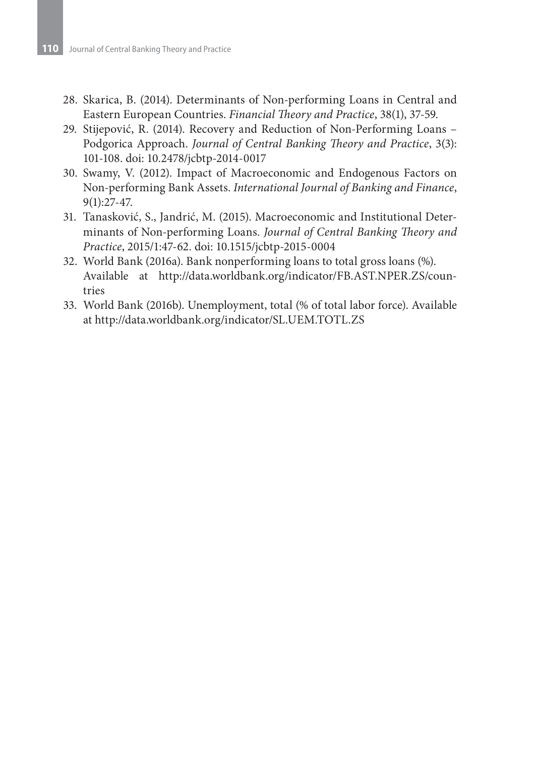28. Skarica, B. (2014). Determinants of Non-performing Loans in Central and Eastern European Countries. *Financial Theory and Practice*, 38(1), 37-59.
29. Stijepović, R. (2014). Recovery and Reduction of Non-Performing Loans – Podgorica Approach. *Journal of Central Banking Theory and Practice*, 3(3): 101-108. doi: 10.2478/jcbtp-2014-0017
30. Swamy, V. (2012). Impact of Macroeconomic and Endogenous Factors on Non-performing Bank Assets. *International Journal of Banking and Finance*, 9(1):27-47.
31. Tanasković, S., Jandrić, M. (2015). Macroeconomic and Institutional Determinants of Non-performing Loans. *Journal of Central Banking Theory and Practice*, 2015/1:47-62. doi: 10.1515/jcbtp-2015-0004
32. World Bank (2016a). Bank nonperforming loans to total gross loans (%). Available at http://data.worldbank.org/indicator/FB.AST.NPER.ZS/countries
33. World Bank (2016b). Unemployment, total (% of total labor force). Available at http://data.worldbank.org/indicator/SL.UEM.TOTL.ZS